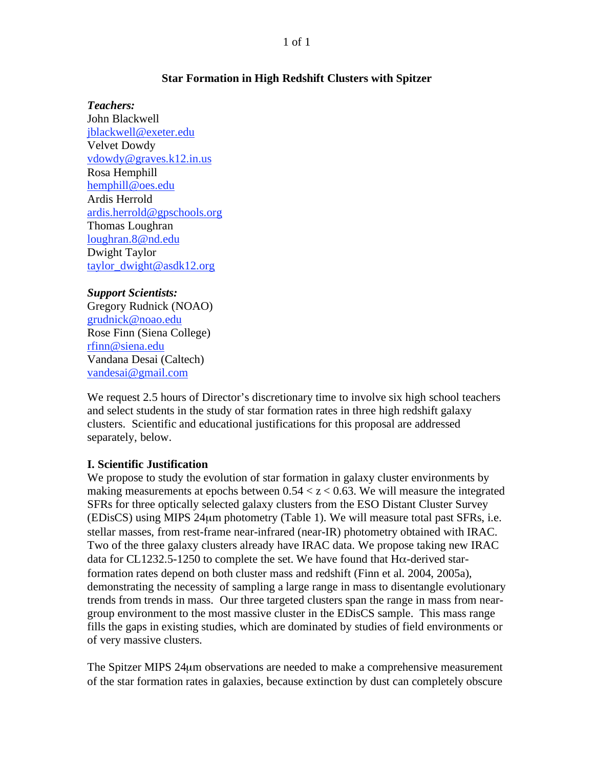## Star Formation in High Redshift Clusters with Spitzer

***Teachers:***

John Blackwell
jblackwell@exeter.edu
Velvet Dowdy
vdowdy@graves.k12.in.us
Rosa Hemphill
hemphill@oes.edu
Ardis Herrold
ardis.herrold@gpschools.org
Thomas Loughran
loughran.8@nd.edu
Dwight Taylor
taylor_dwight@asdk12.org

***Support Scientists:***

Gregory Rudnick (NOAO)
grudnick@noao.edu
Rose Finn (Siena College)
rfinn@siena.edu
Vandana Desai (Caltech)
vandesai@gmail.com

We request 2.5 hours of Director's discretionary time to involve six high school teachers and select students in the study of star formation rates in three high redshift galaxy clusters. Scientific and educational justifications for this proposal are addressed separately, below.

### I. Scientific Justification

We propose to study the evolution of star formation in galaxy cluster environments by making measurements at epochs between $0.54 < z < 0.63$. We will measure the integrated SFRs for three optically selected galaxy clusters from the ESO Distant Cluster Survey (EDisCS) using MIPS 24μm photometry (Table 1). We will measure total past SFRs, i.e. stellar masses, from rest-frame near-infrared (near-IR) photometry obtained with IRAC. Two of the three galaxy clusters already have IRAC data. We propose taking new IRAC data for CL1232.5-1250 to complete the set. We have found that Hα-derived star-formation rates depend on both cluster mass and redshift (Finn et al. 2004, 2005a), demonstrating the necessity of sampling a large range in mass to disentangle evolutionary trends from trends in mass. Our three targeted clusters span the range in mass from near-group environment to the most massive cluster in the EDisCS sample. This mass range fills the gaps in existing studies, which are dominated by studies of field environments or of very massive clusters.

The Spitzer MIPS 24μm observations are needed to make a comprehensive measurement of the star formation rates in galaxies, because extinction by dust can completely obscure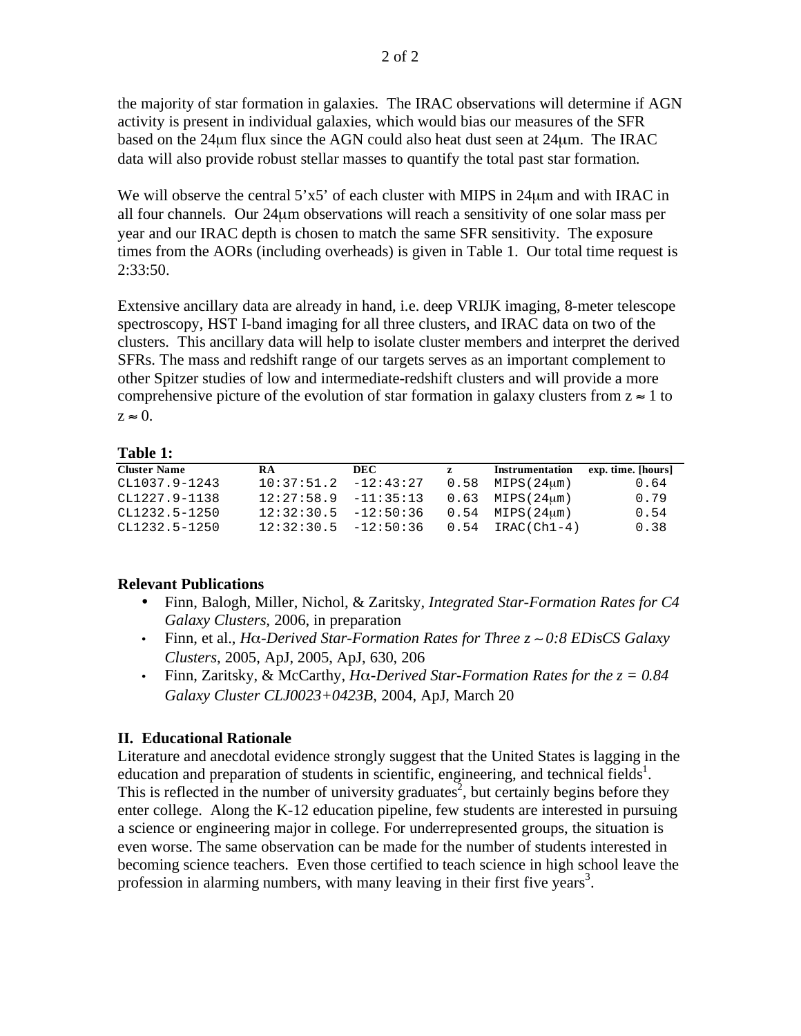the majority of star formation in galaxies. The IRAC observations will determine if AGN activity is present in individual galaxies, which would bias our measures of the SFR based on the 24μm flux since the AGN could also heat dust seen at 24μm. The IRAC data will also provide robust stellar masses to quantify the total past star formation.

We will observe the central 5'x5' of each cluster with MIPS in 24μm and with IRAC in all four channels. Our 24μm observations will reach a sensitivity of one solar mass per year and our IRAC depth is chosen to match the same SFR sensitivity. The exposure times from the AORs (including overheads) is given in Table 1. Our total time request is 2:33:50.

Extensive ancillary data are already in hand, i.e. deep VRIJK imaging, 8-meter telescope spectroscopy, HST I-band imaging for all three clusters, and IRAC data on two of the clusters. This ancillary data will help to isolate cluster members and interpret the derived SFRs. The mass and redshift range of our targets serves as an important complement to other Spitzer studies of low and intermediate-redshift clusters and will provide a more comprehensive picture of the evolution of star formation in galaxy clusters from $z \approx 1$ to $z \approx 0$.

**Table 1:**

| Cluster Name | RA | DEC | z | Instrumentation | exp. time. [hours] |
|---|---|---|---|---|---|
| CL1037.9-1243 | 10:37:51.2 | -12:43:27 | 0.58 | MIPS(24μm) | 0.64 |
| CL1227.9-1138 | 12:27:58.9 | -11:35:13 | 0.63 | MIPS(24μm) | 0.79 |
| CL1232.5-1250 | 12:32:30.5 | -12:50:36 | 0.54 | MIPS(24μm) | 0.54 |
| CL1232.5-1250 | 12:32:30.5 | -12:50:36 | 0.54 | IRAC(Ch1-4) | 0.38 |

### Relevant Publications

- Finn, Balogh, Miller, Nichol, & Zaritsky, *Integrated Star-Formation Rates for C4 Galaxy Clusters*, 2006, in preparation
- Finn, et al., *Hα-Derived Star-Formation Rates for Three z ~ 0:8 EDisCS Galaxy Clusters*, 2005, ApJ, 2005, ApJ, 630, 206
- Finn, Zaritsky, & McCarthy, *Hα-Derived Star-Formation Rates for the z = 0.84 Galaxy Cluster CLJ0023+0423B*, 2004, ApJ, March 20

## II. Educational Rationale

Literature and anecdotal evidence strongly suggest that the United States is lagging in the education and preparation of students in scientific, engineering, and technical fields[1]. This is reflected in the number of university graduates[2], but certainly begins before they enter college. Along the K-12 education pipeline, few students are interested in pursuing a science or engineering major in college. For underrepresented groups, the situation is even worse. The same observation can be made for the number of students interested in becoming science teachers. Even those certified to teach science in high school leave the profession in alarming numbers, with many leaving in their first five years[3].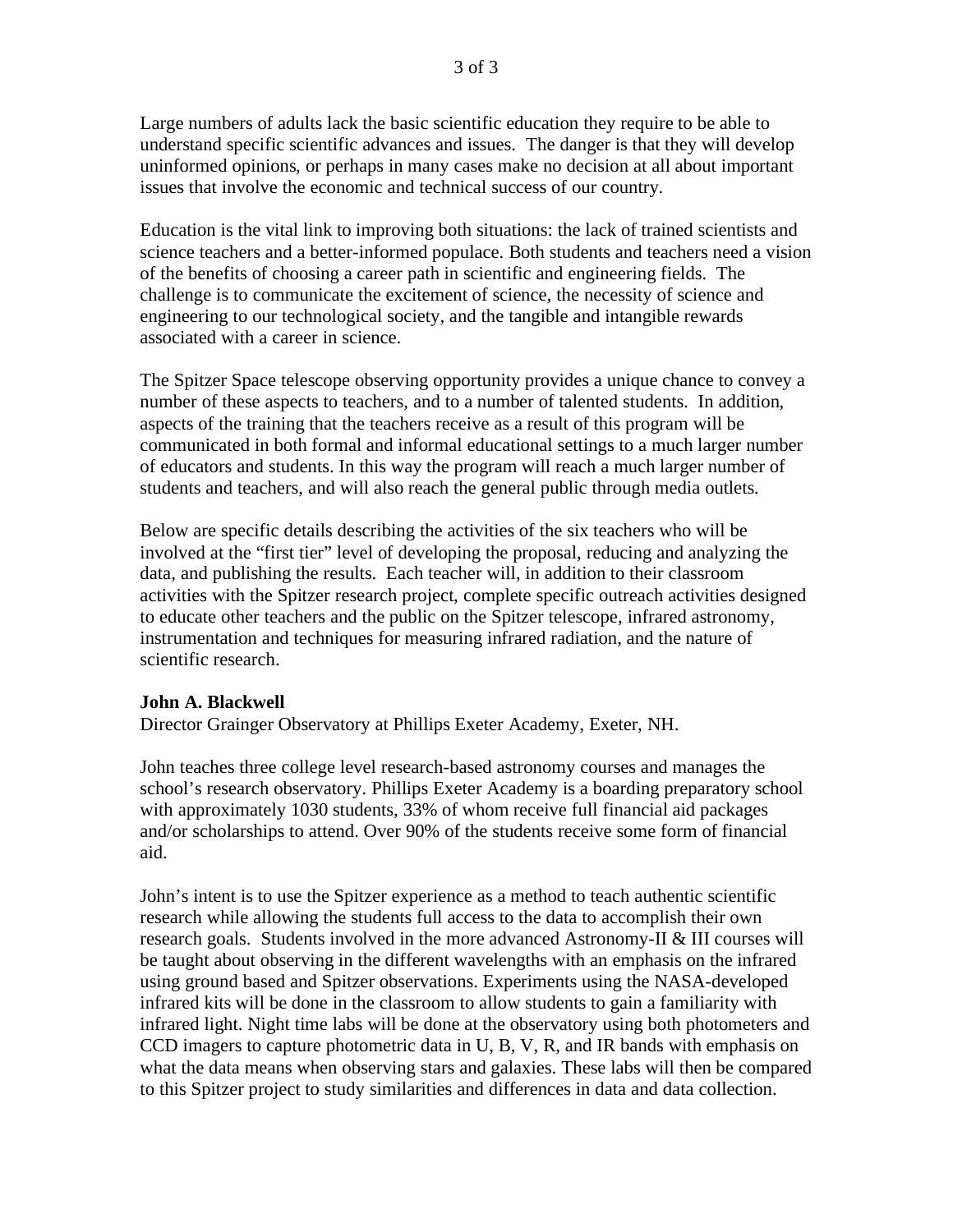Large numbers of adults lack the basic scientific education they require to be able to understand specific scientific advances and issues. The danger is that they will develop uninformed opinions, or perhaps in many cases make no decision at all about important issues that involve the economic and technical success of our country.

Education is the vital link to improving both situations: the lack of trained scientists and science teachers and a better-informed populace. Both students and teachers need a vision of the benefits of choosing a career path in scientific and engineering fields. The challenge is to communicate the excitement of science, the necessity of science and engineering to our technological society, and the tangible and intangible rewards associated with a career in science.

The Spitzer Space telescope observing opportunity provides a unique chance to convey a number of these aspects to teachers, and to a number of talented students. In addition, aspects of the training that the teachers receive as a result of this program will be communicated in both formal and informal educational settings to a much larger number of educators and students. In this way the program will reach a much larger number of students and teachers, and will also reach the general public through media outlets.

Below are specific details describing the activities of the six teachers who will be involved at the "first tier" level of developing the proposal, reducing and analyzing the data, and publishing the results. Each teacher will, in addition to their classroom activities with the Spitzer research project, complete specific outreach activities designed to educate other teachers and the public on the Spitzer telescope, infrared astronomy, instrumentation and techniques for measuring infrared radiation, and the nature of scientific research.

**John A. Blackwell**
Director Grainger Observatory at Phillips Exeter Academy, Exeter, NH.

John teaches three college level research-based astronomy courses and manages the school's research observatory. Phillips Exeter Academy is a boarding preparatory school with approximately 1030 students, 33% of whom receive full financial aid packages and/or scholarships to attend. Over 90% of the students receive some form of financial aid.

John's intent is to use the Spitzer experience as a method to teach authentic scientific research while allowing the students full access to the data to accomplish their own research goals. Students involved in the more advanced Astronomy-II & III courses will be taught about observing in the different wavelengths with an emphasis on the infrared using ground based and Spitzer observations. Experiments using the NASA-developed infrared kits will be done in the classroom to allow students to gain a familiarity with infrared light. Night time labs will be done at the observatory using both photometers and CCD imagers to capture photometric data in U, B, V, R, and IR bands with emphasis on what the data means when observing stars and galaxies. These labs will then be compared to this Spitzer project to study similarities and differences in data and data collection.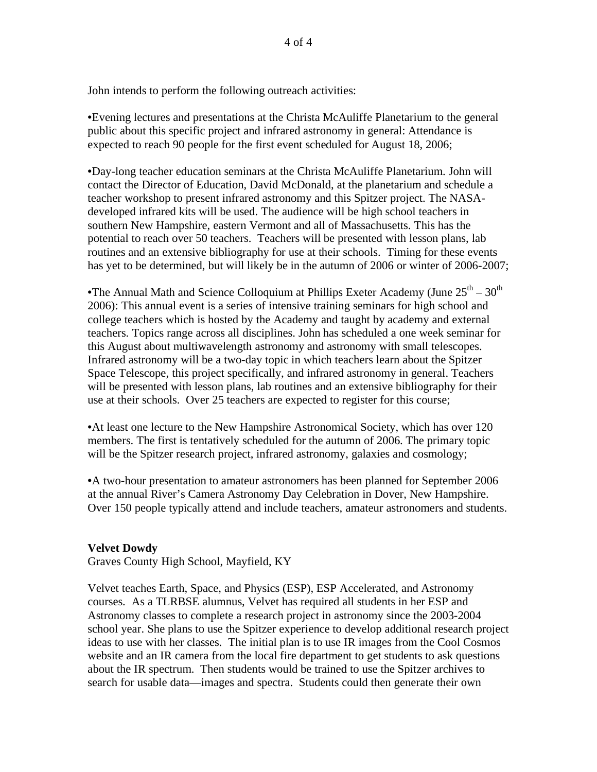John intends to perform the following outreach activities:

•Evening lectures and presentations at the Christa McAuliffe Planetarium to the general public about this specific project and infrared astronomy in general: Attendance is expected to reach 90 people for the first event scheduled for August 18, 2006;

•Day-long teacher education seminars at the Christa McAuliffe Planetarium. John will contact the Director of Education, David McDonald, at the planetarium and schedule a teacher workshop to present infrared astronomy and this Spitzer project. The NASA-developed infrared kits will be used. The audience will be high school teachers in southern New Hampshire, eastern Vermont and all of Massachusetts. This has the potential to reach over 50 teachers. Teachers will be presented with lesson plans, lab routines and an extensive bibliography for use at their schools. Timing for these events has yet to be determined, but will likely be in the autumn of 2006 or winter of 2006-2007;

•The Annual Math and Science Colloquium at Phillips Exeter Academy (June 25th – 30th 2006): This annual event is a series of intensive training seminars for high school and college teachers which is hosted by the Academy and taught by academy and external teachers. Topics range across all disciplines. John has scheduled a one week seminar for this August about multiwavelength astronomy and astronomy with small telescopes. Infrared astronomy will be a two-day topic in which teachers learn about the Spitzer Space Telescope, this project specifically, and infrared astronomy in general. Teachers will be presented with lesson plans, lab routines and an extensive bibliography for their use at their schools. Over 25 teachers are expected to register for this course;

•At least one lecture to the New Hampshire Astronomical Society, which has over 120 members. The first is tentatively scheduled for the autumn of 2006. The primary topic will be the Spitzer research project, infrared astronomy, galaxies and cosmology;

•A two-hour presentation to amateur astronomers has been planned for September 2006 at the annual River's Camera Astronomy Day Celebration in Dover, New Hampshire. Over 150 people typically attend and include teachers, amateur astronomers and students.

**Velvet Dowdy**
Graves County High School, Mayfield, KY

Velvet teaches Earth, Space, and Physics (ESP), ESP Accelerated, and Astronomy courses. As a TLRBSE alumnus, Velvet has required all students in her ESP and Astronomy classes to complete a research project in astronomy since the 2003-2004 school year. She plans to use the Spitzer experience to develop additional research project ideas to use with her classes. The initial plan is to use IR images from the Cool Cosmos website and an IR camera from the local fire department to get students to ask questions about the IR spectrum. Then students would be trained to use the Spitzer archives to search for usable data—images and spectra. Students could then generate their own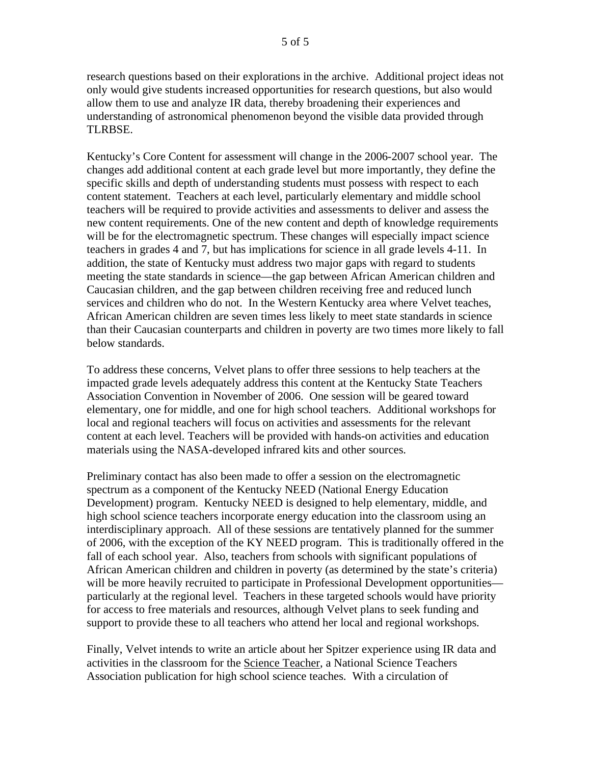research questions based on their explorations in the archive. Additional project ideas not only would give students increased opportunities for research questions, but also would allow them to use and analyze IR data, thereby broadening their experiences and understanding of astronomical phenomenon beyond the visible data provided through TLRBSE.

Kentucky's Core Content for assessment will change in the 2006-2007 school year. The changes add additional content at each grade level but more importantly, they define the specific skills and depth of understanding students must possess with respect to each content statement. Teachers at each level, particularly elementary and middle school teachers will be required to provide activities and assessments to deliver and assess the new content requirements. One of the new content and depth of knowledge requirements will be for the electromagnetic spectrum. These changes will especially impact science teachers in grades 4 and 7, but has implications for science in all grade levels 4-11. In addition, the state of Kentucky must address two major gaps with regard to students meeting the state standards in science—the gap between African American children and Caucasian children, and the gap between children receiving free and reduced lunch services and children who do not. In the Western Kentucky area where Velvet teaches, African American children are seven times less likely to meet state standards in science than their Caucasian counterparts and children in poverty are two times more likely to fall below standards.

To address these concerns, Velvet plans to offer three sessions to help teachers at the impacted grade levels adequately address this content at the Kentucky State Teachers Association Convention in November of 2006. One session will be geared toward elementary, one for middle, and one for high school teachers. Additional workshops for local and regional teachers will focus on activities and assessments for the relevant content at each level. Teachers will be provided with hands-on activities and education materials using the NASA-developed infrared kits and other sources.

Preliminary contact has also been made to offer a session on the electromagnetic spectrum as a component of the Kentucky NEED (National Energy Education Development) program. Kentucky NEED is designed to help elementary, middle, and high school science teachers incorporate energy education into the classroom using an interdisciplinary approach. All of these sessions are tentatively planned for the summer of 2006, with the exception of the KY NEED program. This is traditionally offered in the fall of each school year. Also, teachers from schools with significant populations of African American children and children in poverty (as determined by the state's criteria) will be more heavily recruited to participate in Professional Development opportunities—particularly at the regional level. Teachers in these targeted schools would have priority for access to free materials and resources, although Velvet plans to seek funding and support to provide these to all teachers who attend her local and regional workshops.

Finally, Velvet intends to write an article about her Spitzer experience using IR data and activities in the classroom for the Science Teacher, a National Science Teachers Association publication for high school science teaches. With a circulation of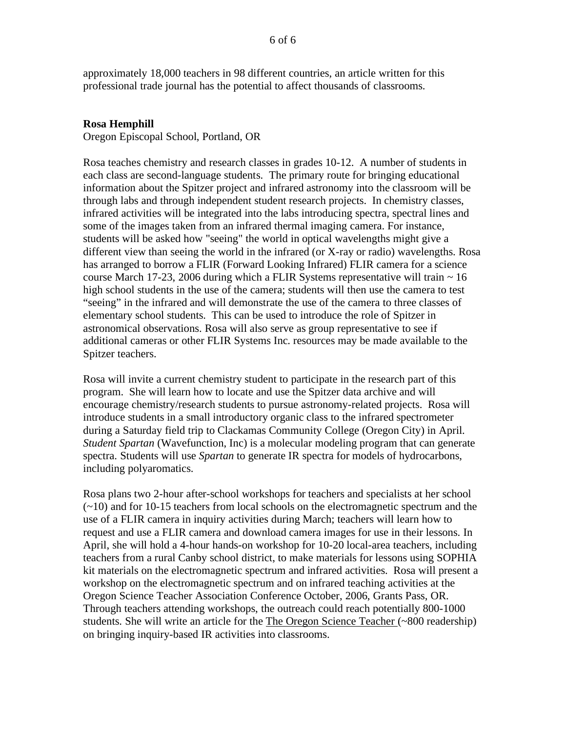approximately 18,000 teachers in 98 different countries, an article written for this professional trade journal has the potential to affect thousands of classrooms.

**Rosa Hemphill**
Oregon Episcopal School, Portland, OR

Rosa teaches chemistry and research classes in grades 10-12. A number of students in each class are second-language students. The primary route for bringing educational information about the Spitzer project and infrared astronomy into the classroom will be through labs and through independent student research projects. In chemistry classes, infrared activities will be integrated into the labs introducing spectra, spectral lines and some of the images taken from an infrared thermal imaging camera. For instance, students will be asked how "seeing" the world in optical wavelengths might give a different view than seeing the world in the infrared (or X-ray or radio) wavelengths. Rosa has arranged to borrow a FLIR (Forward Looking Infrared) FLIR camera for a science course March 17-23, 2006 during which a FLIR Systems representative will train ~ 16 high school students in the use of the camera; students will then use the camera to test "seeing" in the infrared and will demonstrate the use of the camera to three classes of elementary school students. This can be used to introduce the role of Spitzer in astronomical observations. Rosa will also serve as group representative to see if additional cameras or other FLIR Systems Inc. resources may be made available to the Spitzer teachers.

Rosa will invite a current chemistry student to participate in the research part of this program. She will learn how to locate and use the Spitzer data archive and will encourage chemistry/research students to pursue astronomy-related projects. Rosa will introduce students in a small introductory organic class to the infrared spectrometer during a Saturday field trip to Clackamas Community College (Oregon City) in April. *Student Spartan* (Wavefunction, Inc) is a molecular modeling program that can generate spectra. Students will use *Spartan* to generate IR spectra for models of hydrocarbons, including polyaromatics.

Rosa plans two 2-hour after-school workshops for teachers and specialists at her school (~10) and for 10-15 teachers from local schools on the electromagnetic spectrum and the use of a FLIR camera in inquiry activities during March; teachers will learn how to request and use a FLIR camera and download camera images for use in their lessons. In April, she will hold a 4-hour hands-on workshop for 10-20 local-area teachers, including teachers from a rural Canby school district, to make materials for lessons using SOPHIA kit materials on the electromagnetic spectrum and infrared activities. Rosa will present a workshop on the electromagnetic spectrum and on infrared teaching activities at the Oregon Science Teacher Association Conference October, 2006, Grants Pass, OR. Through teachers attending workshops, the outreach could reach potentially 800-1000 students. She will write an article for the The Oregon Science Teacher (~800 readership) on bringing inquiry-based IR activities into classrooms.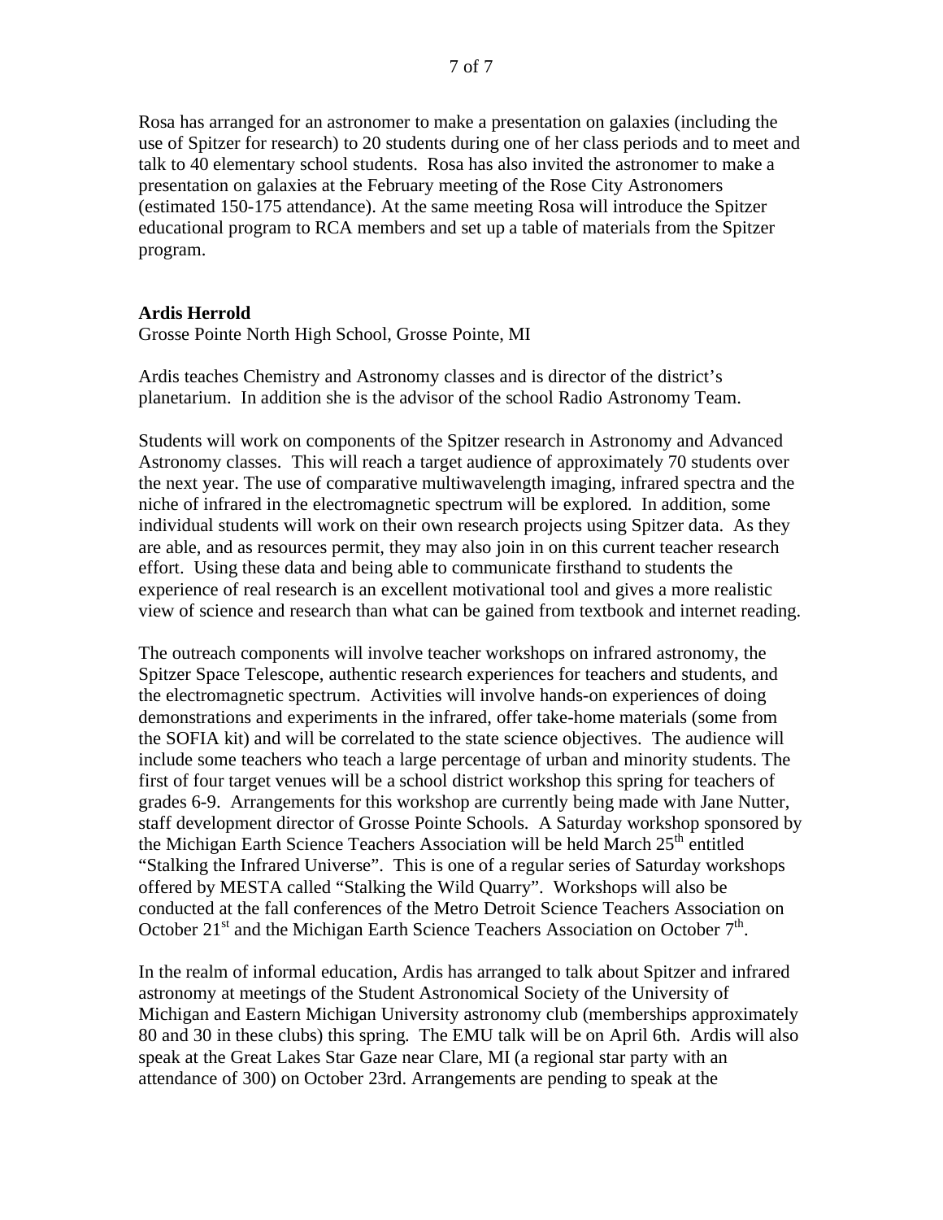Rosa has arranged for an astronomer to make a presentation on galaxies (including the use of Spitzer for research) to 20 students during one of her class periods and to meet and talk to 40 elementary school students. Rosa has also invited the astronomer to make a presentation on galaxies at the February meeting of the Rose City Astronomers (estimated 150-175 attendance). At the same meeting Rosa will introduce the Spitzer educational program to RCA members and set up a table of materials from the Spitzer program.

**Ardis Herrold**
Grosse Pointe North High School, Grosse Pointe, MI

Ardis teaches Chemistry and Astronomy classes and is director of the district's planetarium. In addition she is the advisor of the school Radio Astronomy Team.

Students will work on components of the Spitzer research in Astronomy and Advanced Astronomy classes. This will reach a target audience of approximately 70 students over the next year. The use of comparative multiwavelength imaging, infrared spectra and the niche of infrared in the electromagnetic spectrum will be explored. In addition, some individual students will work on their own research projects using Spitzer data. As they are able, and as resources permit, they may also join in on this current teacher research effort. Using these data and being able to communicate firsthand to students the experience of real research is an excellent motivational tool and gives a more realistic view of science and research than what can be gained from textbook and internet reading.

The outreach components will involve teacher workshops on infrared astronomy, the Spitzer Space Telescope, authentic research experiences for teachers and students, and the electromagnetic spectrum. Activities will involve hands-on experiences of doing demonstrations and experiments in the infrared, offer take-home materials (some from the SOFIA kit) and will be correlated to the state science objectives. The audience will include some teachers who teach a large percentage of urban and minority students. The first of four target venues will be a school district workshop this spring for teachers of grades 6-9. Arrangements for this workshop are currently being made with Jane Nutter, staff development director of Grosse Pointe Schools. A Saturday workshop sponsored by the Michigan Earth Science Teachers Association will be held March 25th entitled "Stalking the Infrared Universe". This is one of a regular series of Saturday workshops offered by MESTA called "Stalking the Wild Quarry". Workshops will also be conducted at the fall conferences of the Metro Detroit Science Teachers Association on October 21st and the Michigan Earth Science Teachers Association on October 7th.

In the realm of informal education, Ardis has arranged to talk about Spitzer and infrared astronomy at meetings of the Student Astronomical Society of the University of Michigan and Eastern Michigan University astronomy club (memberships approximately 80 and 30 in these clubs) this spring. The EMU talk will be on April 6th. Ardis will also speak at the Great Lakes Star Gaze near Clare, MI (a regional star party with an attendance of 300) on October 23rd. Arrangements are pending to speak at the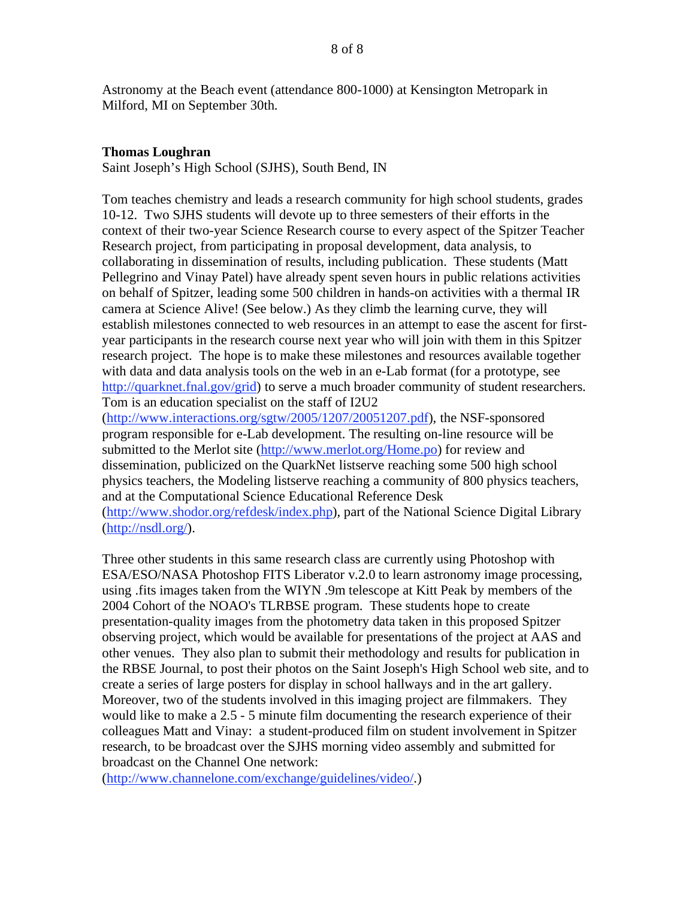Astronomy at the Beach event (attendance 800-1000) at Kensington Metropark in Milford, MI on September 30th.

**Thomas Loughran**
Saint Joseph's High School (SJHS), South Bend, IN

Tom teaches chemistry and leads a research community for high school students, grades 10-12. Two SJHS students will devote up to three semesters of their efforts in the context of their two-year Science Research course to every aspect of the Spitzer Teacher Research project, from participating in proposal development, data analysis, to collaborating in dissemination of results, including publication. These students (Matt Pellegrino and Vinay Patel) have already spent seven hours in public relations activities on behalf of Spitzer, leading some 500 children in hands-on activities with a thermal IR camera at Science Alive! (See below.) As they climb the learning curve, they will establish milestones connected to web resources in an attempt to ease the ascent for first-year participants in the research course next year who will join with them in this Spitzer research project. The hope is to make these milestones and resources available together with data and data analysis tools on the web in an e-Lab format (for a prototype, see http://quarknet.fnal.gov/grid) to serve a much broader community of student researchers. Tom is an education specialist on the staff of I2U2 (http://www.interactions.org/sgtw/2005/1207/20051207.pdf), the NSF-sponsored program responsible for e-Lab development. The resulting on-line resource will be submitted to the Merlot site (http://www.merlot.org/Home.po) for review and dissemination, publicized on the QuarkNet listserve reaching some 500 high school physics teachers, the Modeling listserve reaching a community of 800 physics teachers, and at the Computational Science Educational Reference Desk (http://www.shodor.org/refdesk/index.php), part of the National Science Digital Library (http://nsdl.org/).

Three other students in this same research class are currently using Photoshop with ESA/ESO/NASA Photoshop FITS Liberator v.2.0 to learn astronomy image processing, using .fits images taken from the WIYN .9m telescope at Kitt Peak by members of the 2004 Cohort of the NOAO's TLRBSE program. These students hope to create presentation-quality images from the photometry data taken in this proposed Spitzer observing project, which would be available for presentations of the project at AAS and other venues. They also plan to submit their methodology and results for publication in the RBSE Journal, to post their photos on the Saint Joseph's High School web site, and to create a series of large posters for display in school hallways and in the art gallery. Moreover, two of the students involved in this imaging project are filmmakers. They would like to make a 2.5 - 5 minute film documenting the research experience of their colleagues Matt and Vinay: a student-produced film on student involvement in Spitzer research, to be broadcast over the SJHS morning video assembly and submitted for broadcast on the Channel One network: (http://www.channelone.com/exchange/guidelines/video/.)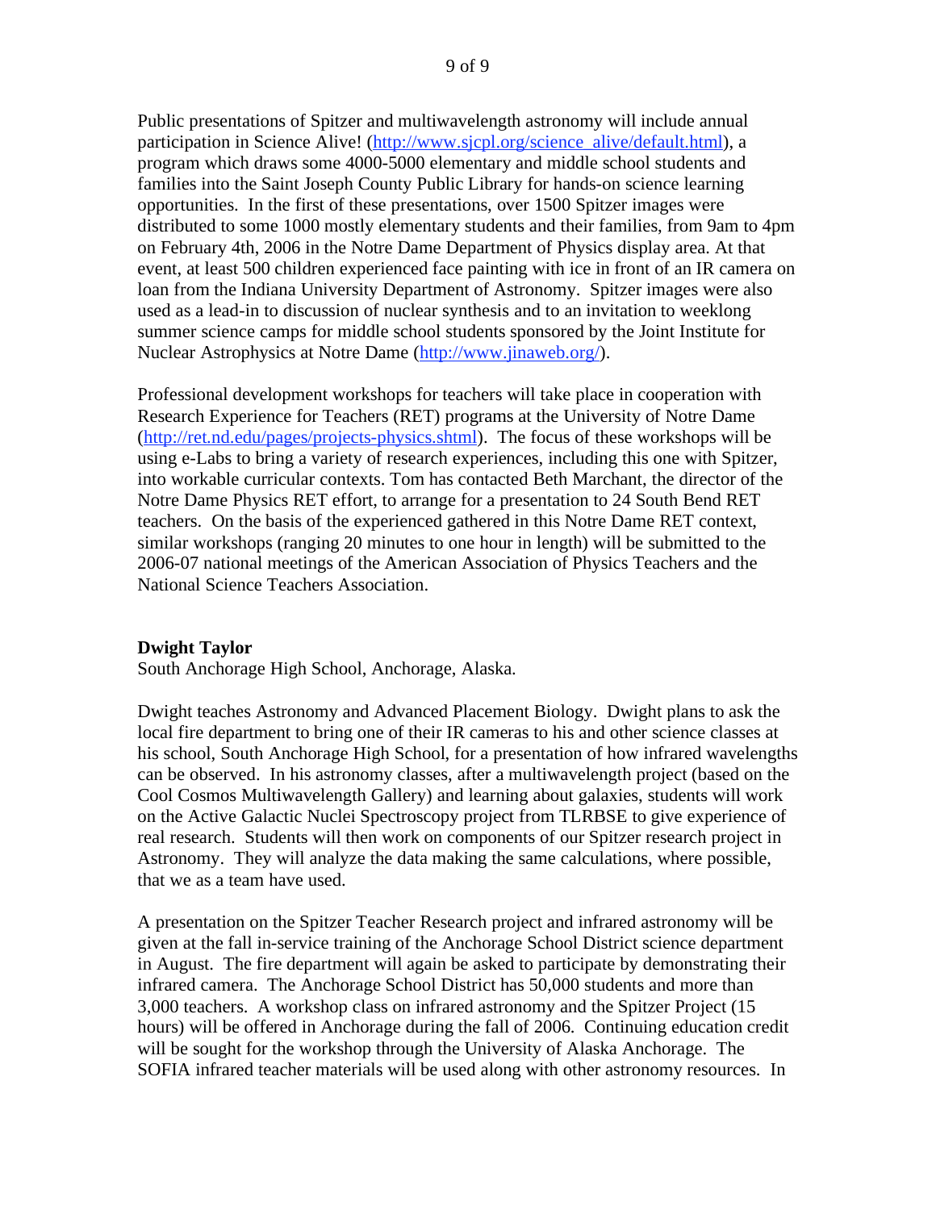Public presentations of Spitzer and multiwavelength astronomy will include annual participation in Science Alive! (http://www.sjcpl.org/science_alive/default.html), a program which draws some 4000-5000 elementary and middle school students and families into the Saint Joseph County Public Library for hands-on science learning opportunities. In the first of these presentations, over 1500 Spitzer images were distributed to some 1000 mostly elementary students and their families, from 9am to 4pm on February 4th, 2006 in the Notre Dame Department of Physics display area. At that event, at least 500 children experienced face painting with ice in front of an IR camera on loan from the Indiana University Department of Astronomy. Spitzer images were also used as a lead-in to discussion of nuclear synthesis and to an invitation to weeklong summer science camps for middle school students sponsored by the Joint Institute for Nuclear Astrophysics at Notre Dame (http://www.jinaweb.org/).

Professional development workshops for teachers will take place in cooperation with Research Experience for Teachers (RET) programs at the University of Notre Dame (http://ret.nd.edu/pages/projects-physics.shtml). The focus of these workshops will be using e-Labs to bring a variety of research experiences, including this one with Spitzer, into workable curricular contexts. Tom has contacted Beth Marchant, the director of the Notre Dame Physics RET effort, to arrange for a presentation to 24 South Bend RET teachers. On the basis of the experienced gathered in this Notre Dame RET context, similar workshops (ranging 20 minutes to one hour in length) will be submitted to the 2006-07 national meetings of the American Association of Physics Teachers and the National Science Teachers Association.

**Dwight Taylor**
South Anchorage High School, Anchorage, Alaska.

Dwight teaches Astronomy and Advanced Placement Biology. Dwight plans to ask the local fire department to bring one of their IR cameras to his and other science classes at his school, South Anchorage High School, for a presentation of how infrared wavelengths can be observed. In his astronomy classes, after a multiwavelength project (based on the Cool Cosmos Multiwavelength Gallery) and learning about galaxies, students will work on the Active Galactic Nuclei Spectroscopy project from TLRBSE to give experience of real research. Students will then work on components of our Spitzer research project in Astronomy. They will analyze the data making the same calculations, where possible, that we as a team have used.

A presentation on the Spitzer Teacher Research project and infrared astronomy will be given at the fall in-service training of the Anchorage School District science department in August. The fire department will again be asked to participate by demonstrating their infrared camera. The Anchorage School District has 50,000 students and more than 3,000 teachers. A workshop class on infrared astronomy and the Spitzer Project (15 hours) will be offered in Anchorage during the fall of 2006. Continuing education credit will be sought for the workshop through the University of Alaska Anchorage. The SOFIA infrared teacher materials will be used along with other astronomy resources. In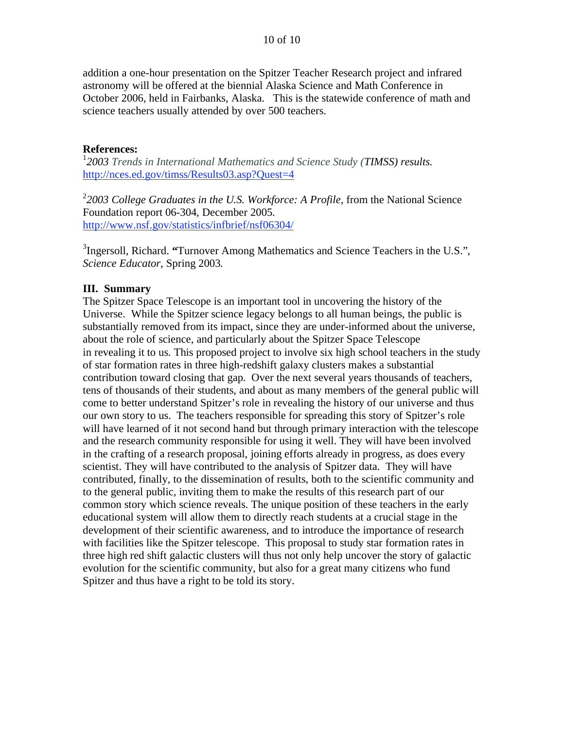addition a one-hour presentation on the Spitzer Teacher Research project and infrared astronomy will be offered at the biennial Alaska Science and Math Conference in October 2006, held in Fairbanks, Alaska. This is the statewide conference of math and science teachers usually attended by over 500 teachers.

**References:**

[1]*2003 Trends in International Mathematics and Science Study (TIMSS) results.* http://nces.ed.gov/timss/Results03.asp?Quest=4

[2]*2003 College Graduates in the U.S. Workforce: A Profile*, from the National Science Foundation report 06-304, December 2005. http://www.nsf.gov/statistics/infbrief/nsf06304/

[3]Ingersoll, Richard. **"**Turnover Among Mathematics and Science Teachers in the U.S.", *Science Educator*, Spring 2003.

## III. Summary

The Spitzer Space Telescope is an important tool in uncovering the history of the Universe. While the Spitzer science legacy belongs to all human beings, the public is substantially removed from its impact, since they are under-informed about the universe, about the role of science, and particularly about the Spitzer Space Telescope in revealing it to us. This proposed project to involve six high school teachers in the study of star formation rates in three high-redshift galaxy clusters makes a substantial contribution toward closing that gap. Over the next several years thousands of teachers, tens of thousands of their students, and about as many members of the general public will come to better understand Spitzer's role in revealing the history of our universe and thus our own story to us. The teachers responsible for spreading this story of Spitzer's role will have learned of it not second hand but through primary interaction with the telescope and the research community responsible for using it well. They will have been involved in the crafting of a research proposal, joining efforts already in progress, as does every scientist. They will have contributed to the analysis of Spitzer data. They will have contributed, finally, to the dissemination of results, both to the scientific community and to the general public, inviting them to make the results of this research part of our common story which science reveals. The unique position of these teachers in the early educational system will allow them to directly reach students at a crucial stage in the development of their scientific awareness, and to introduce the importance of research with facilities like the Spitzer telescope. This proposal to study star formation rates in three high red shift galactic clusters will thus not only help uncover the story of galactic evolution for the scientific community, but also for a great many citizens who fund Spitzer and thus have a right to be told its story.